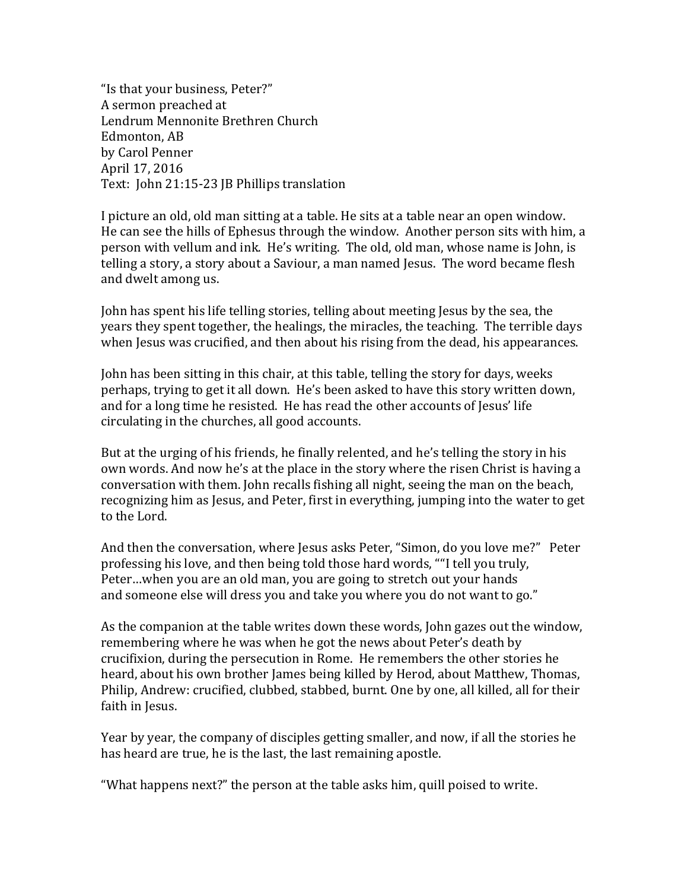"Is that your business, Peter?"
A sermon preached at
Lendrum Mennonite Brethren Church
Edmonton, AB
by Carol Penner
April 17, 2016
Text: John 21:15-23 JB Phillips translation

I picture an old, old man sitting at a table. He sits at a table near an open window. He can see the hills of Ephesus through the window. Another person sits with him, a person with vellum and ink. He's writing. The old, old man, whose name is John, is telling a story, a story about a Saviour, a man named Jesus. The word became flesh and dwelt among us.

John has spent his life telling stories, telling about meeting Jesus by the sea, the years they spent together, the healings, the miracles, the teaching. The terrible days when Jesus was crucified, and then about his rising from the dead, his appearances.

John has been sitting in this chair, at this table, telling the story for days, weeks perhaps, trying to get it all down. He's been asked to have this story written down, and for a long time he resisted. He has read the other accounts of Jesus' life circulating in the churches, all good accounts.

But at the urging of his friends, he finally relented, and he's telling the story in his own words. And now he's at the place in the story where the risen Christ is having a conversation with them. John recalls fishing all night, seeing the man on the beach, recognizing him as Jesus, and Peter, first in everything, jumping into the water to get to the Lord.

And then the conversation, where Jesus asks Peter, "Simon, do you love me?" Peter professing his love, and then being told those hard words, ""I tell you truly, Peter…when you are an old man, you are going to stretch out your hands and someone else will dress you and take you where you do not want to go."

As the companion at the table writes down these words, John gazes out the window, remembering where he was when he got the news about Peter's death by crucifixion, during the persecution in Rome. He remembers the other stories he heard, about his own brother James being killed by Herod, about Matthew, Thomas, Philip, Andrew: crucified, clubbed, stabbed, burnt. One by one, all killed, all for their faith in Jesus.

Year by year, the company of disciples getting smaller, and now, if all the stories he has heard are true, he is the last, the last remaining apostle.

"What happens next?" the person at the table asks him, quill poised to write.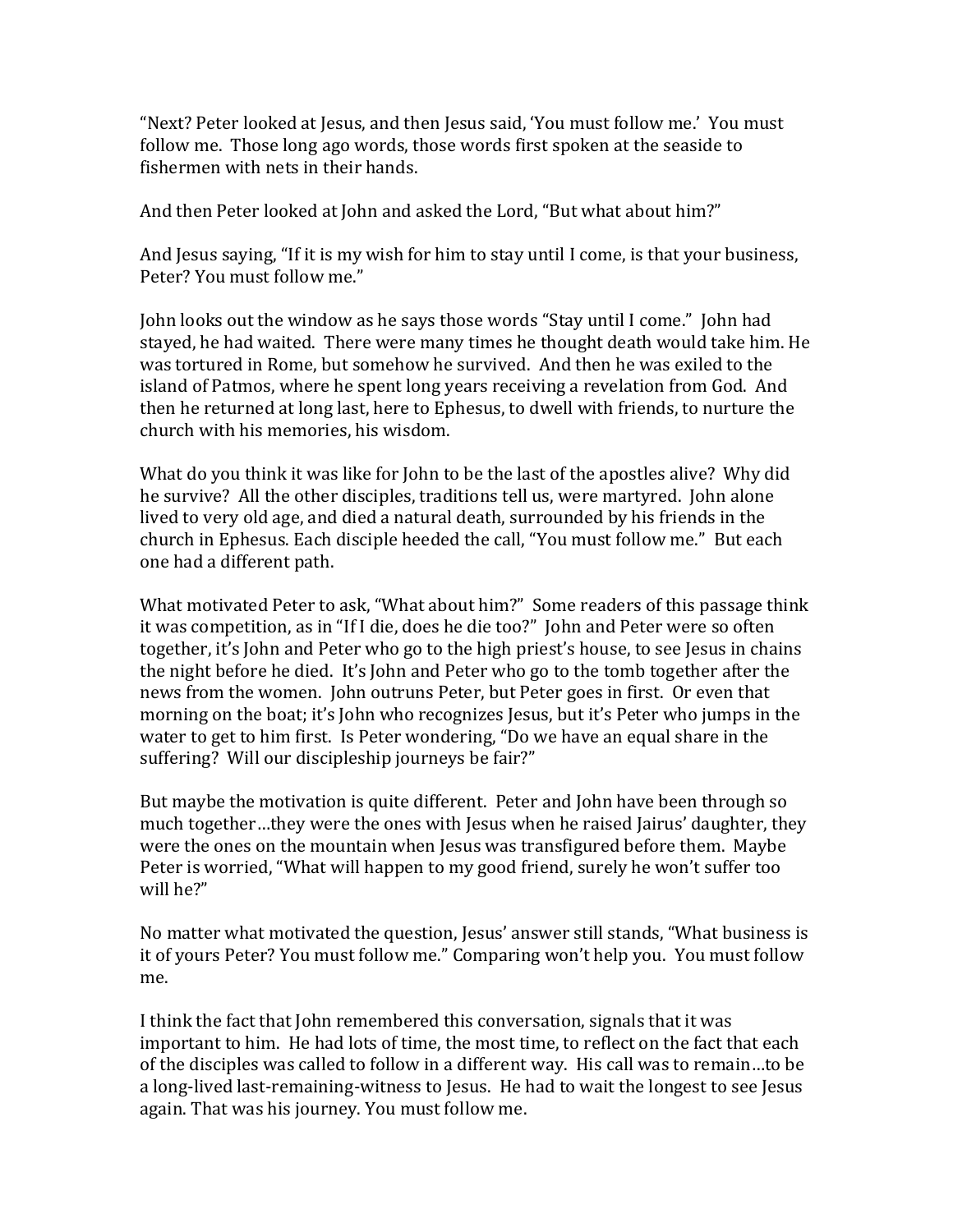"Next? Peter looked at Jesus, and then Jesus said, 'You must follow me.' You must follow me. Those long ago words, those words first spoken at the seaside to fishermen with nets in their hands.

And then Peter looked at John and asked the Lord, "But what about him?"

And Jesus saying, "If it is my wish for him to stay until I come, is that your business, Peter? You must follow me."

John looks out the window as he says those words "Stay until I come." John had stayed, he had waited. There were many times he thought death would take him. He was tortured in Rome, but somehow he survived. And then he was exiled to the island of Patmos, where he spent long years receiving a revelation from God. And then he returned at long last, here to Ephesus, to dwell with friends, to nurture the church with his memories, his wisdom.

What do you think it was like for John to be the last of the apostles alive? Why did he survive? All the other disciples, traditions tell us, were martyred. John alone lived to very old age, and died a natural death, surrounded by his friends in the church in Ephesus. Each disciple heeded the call, "You must follow me." But each one had a different path.

What motivated Peter to ask, "What about him?" Some readers of this passage think it was competition, as in "If I die, does he die too?" John and Peter were so often together, it's John and Peter who go to the high priest's house, to see Jesus in chains the night before he died. It's John and Peter who go to the tomb together after the news from the women. John outruns Peter, but Peter goes in first. Or even that morning on the boat; it's John who recognizes Jesus, but it's Peter who jumps in the water to get to him first. Is Peter wondering, "Do we have an equal share in the suffering? Will our discipleship journeys be fair?"

But maybe the motivation is quite different. Peter and John have been through so much together…they were the ones with Jesus when he raised Jairus' daughter, they were the ones on the mountain when Jesus was transfigured before them. Maybe Peter is worried, "What will happen to my good friend, surely he won't suffer too will he?"

No matter what motivated the question, Jesus' answer still stands, "What business is it of yours Peter? You must follow me." Comparing won't help you. You must follow me.

I think the fact that John remembered this conversation, signals that it was important to him. He had lots of time, the most time, to reflect on the fact that each of the disciples was called to follow in a different way. His call was to remain…to be a long-lived last-remaining-witness to Jesus. He had to wait the longest to see Jesus again. That was his journey. You must follow me.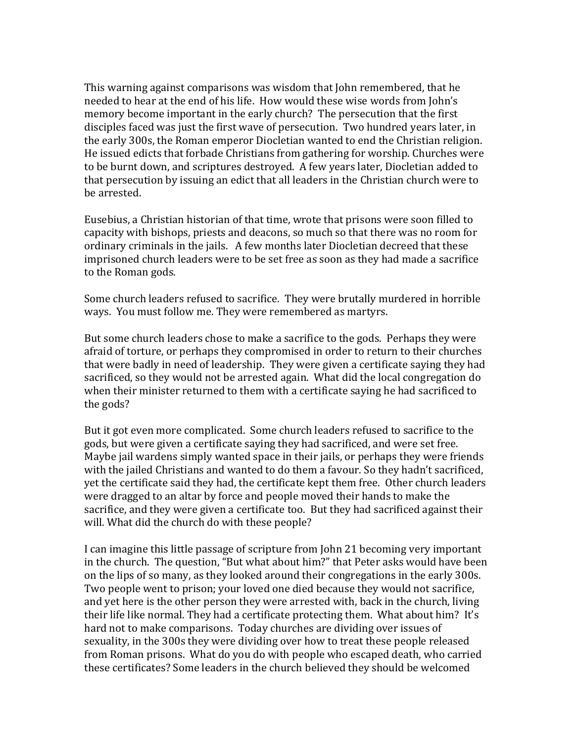This warning against comparisons was wisdom that John remembered, that he needed to hear at the end of his life. How would these wise words from John's memory become important in the early church? The persecution that the first disciples faced was just the first wave of persecution. Two hundred years later, in the early 300s, the Roman emperor Diocletian wanted to end the Christian religion. He issued edicts that forbade Christians from gathering for worship. Churches were to be burnt down, and scriptures destroyed. A few years later, Diocletian added to that persecution by issuing an edict that all leaders in the Christian church were to be arrested.

Eusebius, a Christian historian of that time, wrote that prisons were soon filled to capacity with bishops, priests and deacons, so much so that there was no room for ordinary criminals in the jails. A few months later Diocletian decreed that these imprisoned church leaders were to be set free as soon as they had made a sacrifice to the Roman gods.

Some church leaders refused to sacrifice. They were brutally murdered in horrible ways. You must follow me. They were remembered as martyrs.

But some church leaders chose to make a sacrifice to the gods. Perhaps they were afraid of torture, or perhaps they compromised in order to return to their churches that were badly in need of leadership. They were given a certificate saying they had sacrificed, so they would not be arrested again. What did the local congregation do when their minister returned to them with a certificate saying he had sacrificed to the gods?

But it got even more complicated. Some church leaders refused to sacrifice to the gods, but were given a certificate saying they had sacrificed, and were set free. Maybe jail wardens simply wanted space in their jails, or perhaps they were friends with the jailed Christians and wanted to do them a favour. So they hadn't sacrificed, yet the certificate said they had, the certificate kept them free. Other church leaders were dragged to an altar by force and people moved their hands to make the sacrifice, and they were given a certificate too. But they had sacrificed against their will. What did the church do with these people?

I can imagine this little passage of scripture from John 21 becoming very important in the church. The question, "But what about him?" that Peter asks would have been on the lips of so many, as they looked around their congregations in the early 300s. Two people went to prison; your loved one died because they would not sacrifice, and yet here is the other person they were arrested with, back in the church, living their life like normal. They had a certificate protecting them. What about him? It's hard not to make comparisons. Today churches are dividing over issues of sexuality, in the 300s they were dividing over how to treat these people released from Roman prisons. What do you do with people who escaped death, who carried these certificates? Some leaders in the church believed they should be welcomed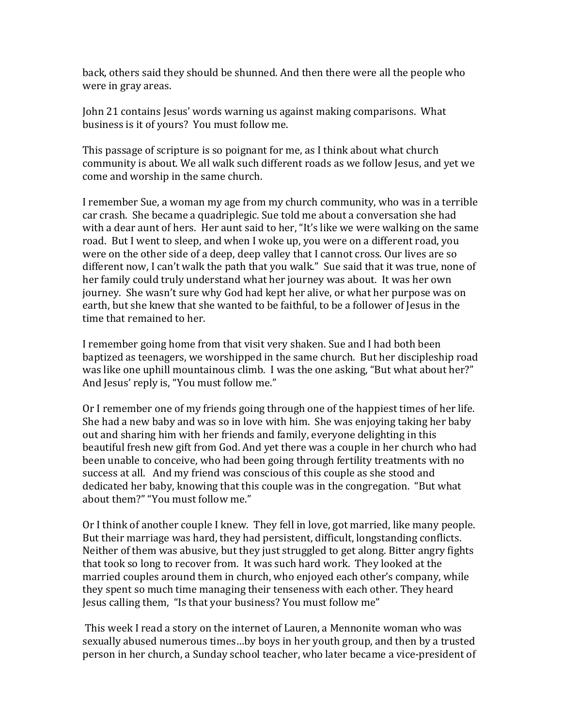back, others said they should be shunned. And then there were all the people who were in gray areas.

John 21 contains Jesus' words warning us against making comparisons. What business is it of yours? You must follow me.

This passage of scripture is so poignant for me, as I think about what church community is about. We all walk such different roads as we follow Jesus, and yet we come and worship in the same church.

I remember Sue, a woman my age from my church community, who was in a terrible car crash. She became a quadriplegic. Sue told me about a conversation she had with a dear aunt of hers. Her aunt said to her, "It's like we were walking on the same road. But I went to sleep, and when I woke up, you were on a different road, you were on the other side of a deep, deep valley that I cannot cross. Our lives are so different now, I can't walk the path that you walk." Sue said that it was true, none of her family could truly understand what her journey was about. It was her own journey. She wasn't sure why God had kept her alive, or what her purpose was on earth, but she knew that she wanted to be faithful, to be a follower of Jesus in the time that remained to her.

I remember going home from that visit very shaken. Sue and I had both been baptized as teenagers, we worshipped in the same church. But her discipleship road was like one uphill mountainous climb. I was the one asking, "But what about her?" And Jesus' reply is, "You must follow me."

Or I remember one of my friends going through one of the happiest times of her life. She had a new baby and was so in love with him. She was enjoying taking her baby out and sharing him with her friends and family, everyone delighting in this beautiful fresh new gift from God. And yet there was a couple in her church who had been unable to conceive, who had been going through fertility treatments with no success at all. And my friend was conscious of this couple as she stood and dedicated her baby, knowing that this couple was in the congregation. "But what about them?" "You must follow me."

Or I think of another couple I knew. They fell in love, got married, like many people. But their marriage was hard, they had persistent, difficult, longstanding conflicts. Neither of them was abusive, but they just struggled to get along. Bitter angry fights that took so long to recover from. It was such hard work. They looked at the married couples around them in church, who enjoyed each other's company, while they spent so much time managing their tenseness with each other. They heard Jesus calling them, "Is that your business? You must follow me"

This week I read a story on the internet of Lauren, a Mennonite woman who was sexually abused numerous times…by boys in her youth group, and then by a trusted person in her church, a Sunday school teacher, who later became a vice-president of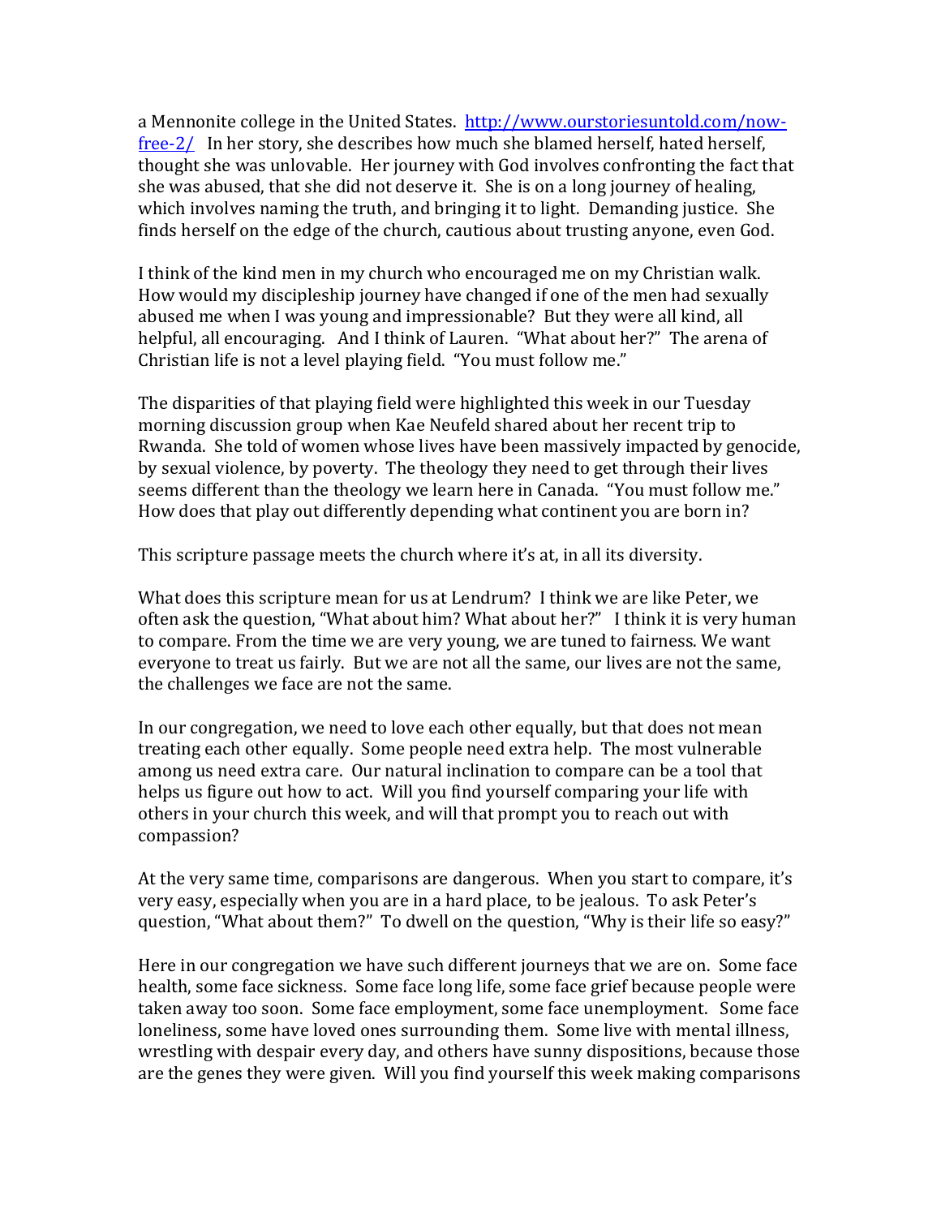a Mennonite college in the United States. [http://www.ourstoriesuntold.com/now-free-2/](http://www.ourstoriesuntold.com/now-free-2/) In her story, she describes how much she blamed herself, hated herself, thought she was unlovable. Her journey with God involves confronting the fact that she was abused, that she did not deserve it. She is on a long journey of healing, which involves naming the truth, and bringing it to light. Demanding justice. She finds herself on the edge of the church, cautious about trusting anyone, even God.

I think of the kind men in my church who encouraged me on my Christian walk. How would my discipleship journey have changed if one of the men had sexually abused me when I was young and impressionable? But they were all kind, all helpful, all encouraging. And I think of Lauren. "What about her?" The arena of Christian life is not a level playing field. "You must follow me."

The disparities of that playing field were highlighted this week in our Tuesday morning discussion group when Kae Neufeld shared about her recent trip to Rwanda. She told of women whose lives have been massively impacted by genocide, by sexual violence, by poverty. The theology they need to get through their lives seems different than the theology we learn here in Canada. "You must follow me." How does that play out differently depending what continent you are born in?

This scripture passage meets the church where it's at, in all its diversity.

What does this scripture mean for us at Lendrum? I think we are like Peter, we often ask the question, "What about him? What about her?" I think it is very human to compare. From the time we are very young, we are tuned to fairness. We want everyone to treat us fairly. But we are not all the same, our lives are not the same, the challenges we face are not the same.

In our congregation, we need to love each other equally, but that does not mean treating each other equally. Some people need extra help. The most vulnerable among us need extra care. Our natural inclination to compare can be a tool that helps us figure out how to act. Will you find yourself comparing your life with others in your church this week, and will that prompt you to reach out with compassion?

At the very same time, comparisons are dangerous. When you start to compare, it's very easy, especially when you are in a hard place, to be jealous. To ask Peter's question, "What about them?" To dwell on the question, "Why is their life so easy?"

Here in our congregation we have such different journeys that we are on. Some face health, some face sickness. Some face long life, some face grief because people were taken away too soon. Some face employment, some face unemployment. Some face loneliness, some have loved ones surrounding them. Some live with mental illness, wrestling with despair every day, and others have sunny dispositions, because those are the genes they were given. Will you find yourself this week making comparisons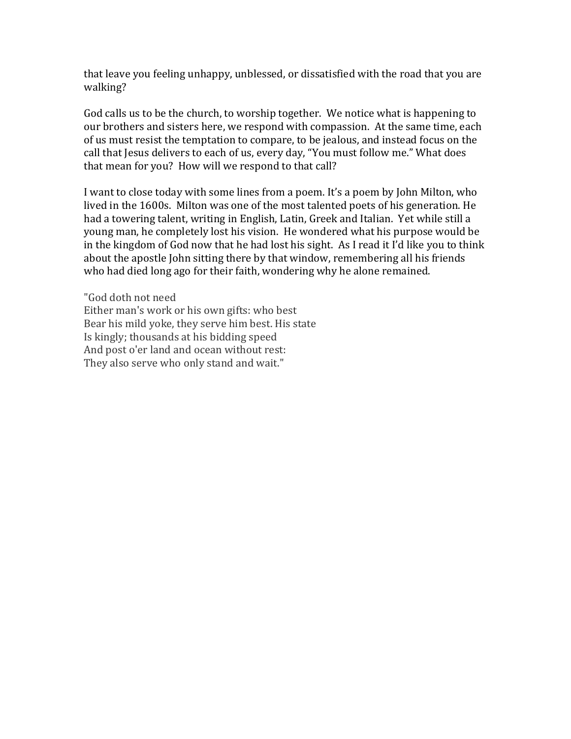that leave you feeling unhappy, unblessed, or dissatisfied with the road that you are walking?

God calls us to be the church, to worship together. We notice what is happening to our brothers and sisters here, we respond with compassion. At the same time, each of us must resist the temptation to compare, to be jealous, and instead focus on the call that Jesus delivers to each of us, every day, "You must follow me." What does that mean for you? How will we respond to that call?

I want to close today with some lines from a poem. It's a poem by John Milton, who lived in the 1600s. Milton was one of the most talented poets of his generation. He had a towering talent, writing in English, Latin, Greek and Italian. Yet while still a young man, he completely lost his vision. He wondered what his purpose would be in the kingdom of God now that he had lost his sight. As I read it I'd like you to think about the apostle John sitting there by that window, remembering all his friends who had died long ago for their faith, wondering why he alone remained.

"God doth not need  
Either man's work or his own gifts: who best  
Bear his mild yoke, they serve him best. His state  
Is kingly; thousands at his bidding speed  
And post o'er land and ocean without rest:  
They also serve who only stand and wait."